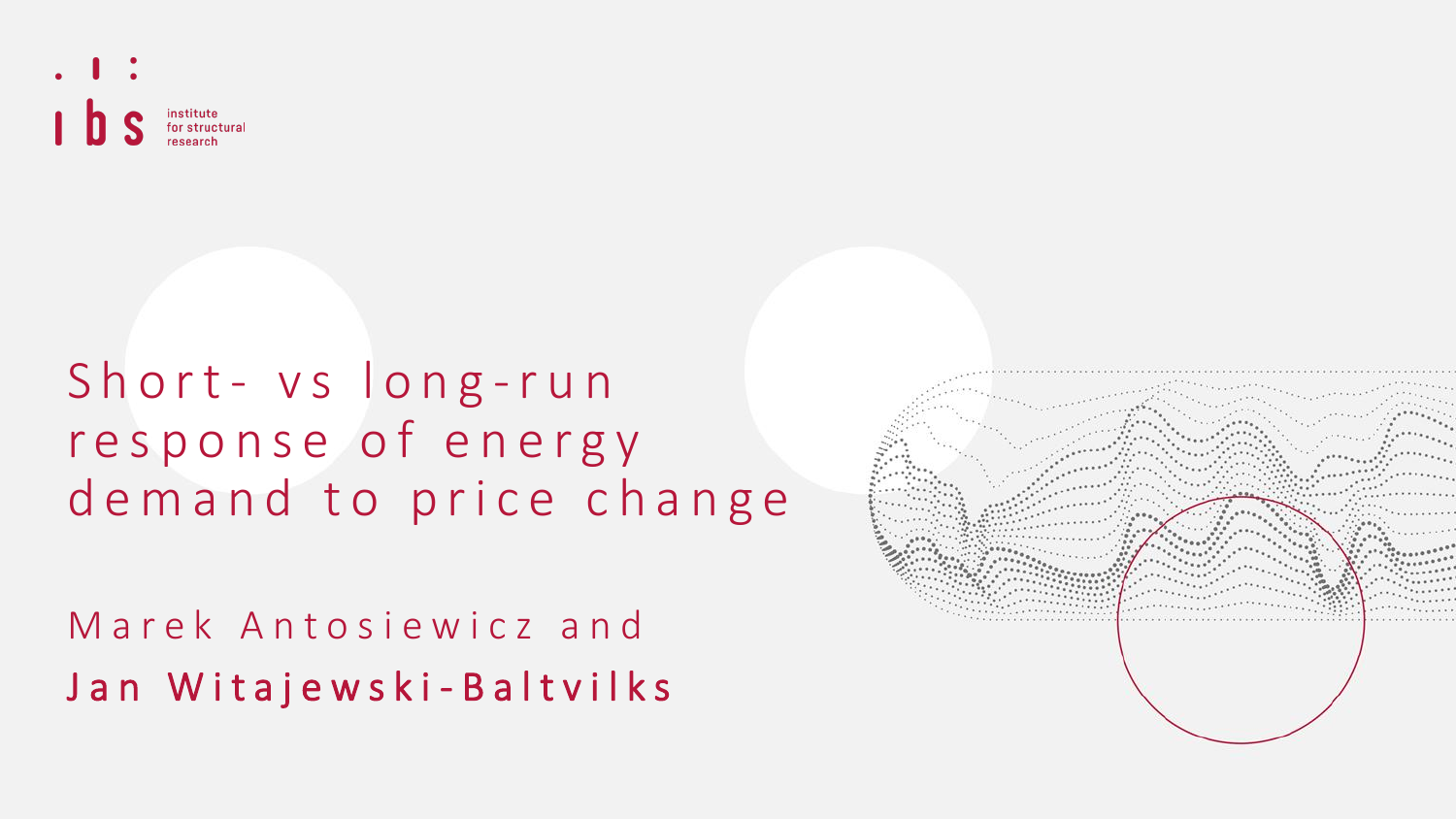institute for structural research

# Short- vs long-run response of energy demand to price change

Marek Antosiewicz and

**Jan Witajewski-Baltvilks**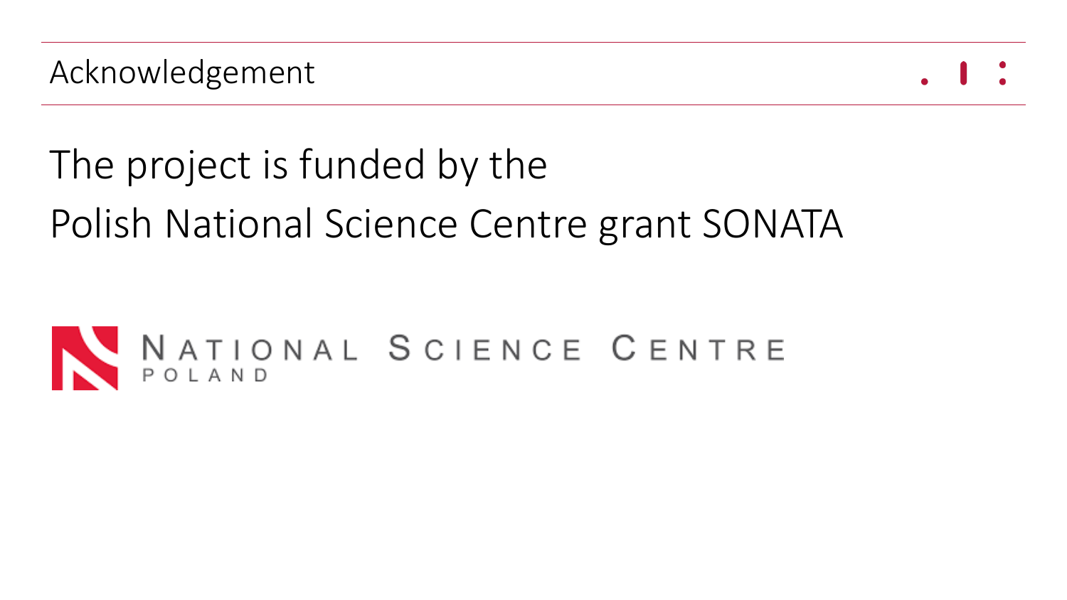# Acknowledgement

The project is funded by the
Polish National Science Centre grant SONATA

NATIONAL SCIENCE CENTRE
POLAND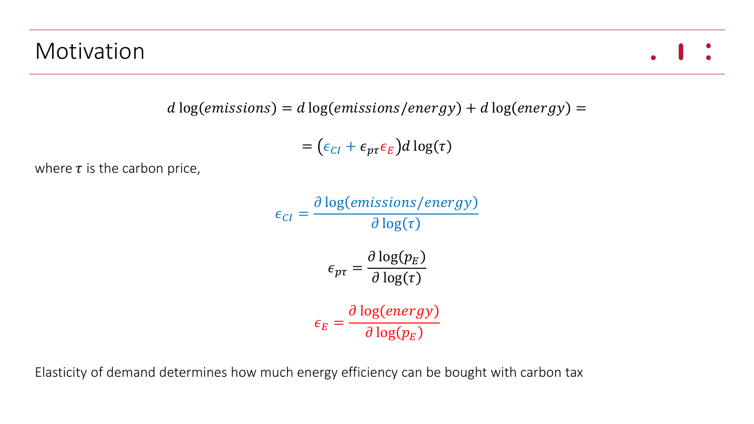# Motivation

$$d\log(emissions) = d\log(emissions/energy) + d\log(energy) =$$

$$= \left(\epsilon_{CI} + \epsilon_{p\tau}\epsilon_{E}\right) d\log(\tau)$$

where $\tau$ is the carbon price,

$$\epsilon_{CI} = \frac{\partial \log(emissions/energy)}{\partial \log(\tau)}$$

$$\epsilon_{p\tau} = \frac{\partial \log(p_E)}{\partial \log(\tau)}$$

$$\epsilon_{E} = \frac{\partial \log(energy)}{\partial \log(p_E)}$$

Elasticity of demand determines how much energy efficiency can be bought with carbon tax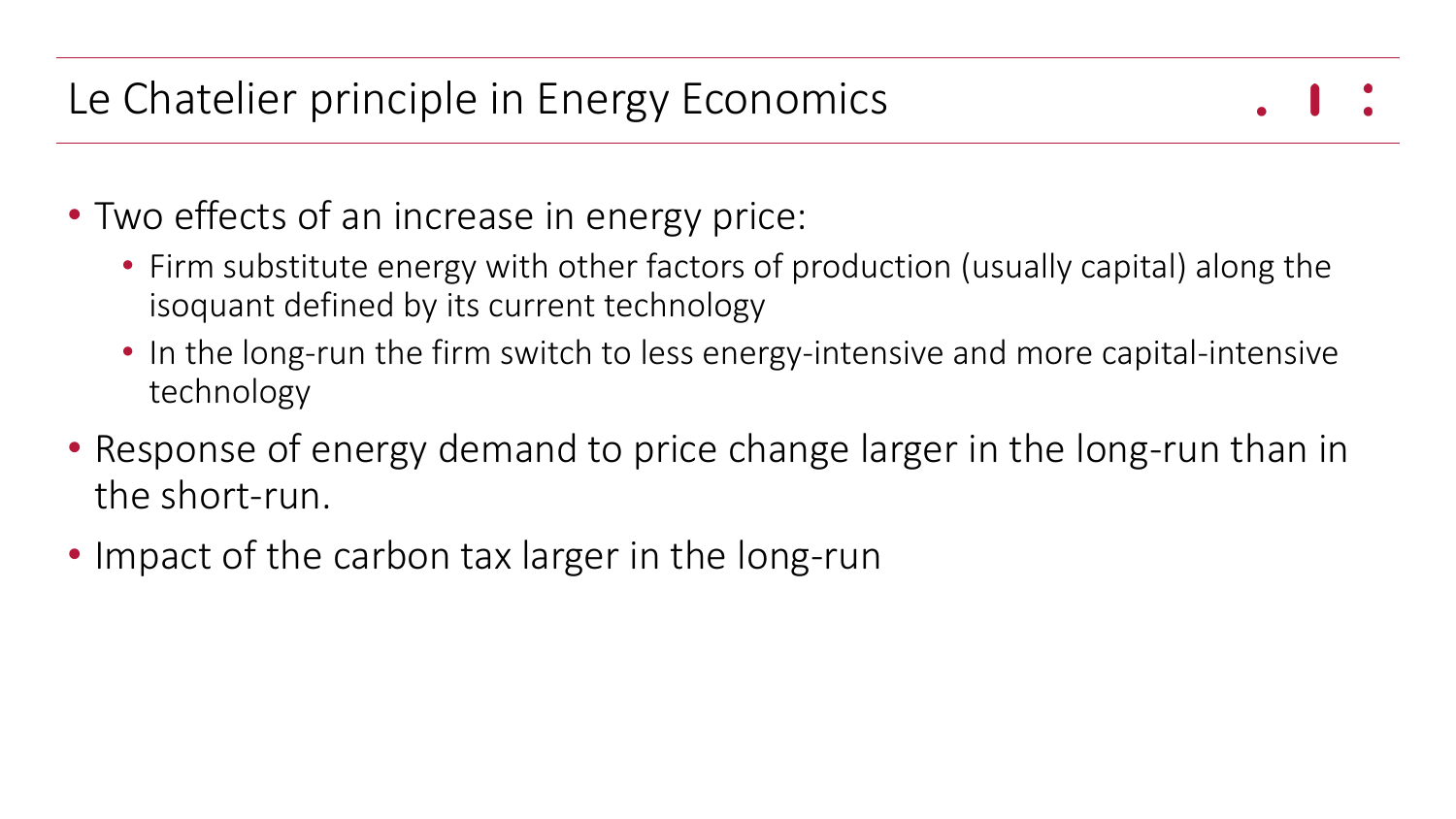# Le Chatelier principle in Energy Economics

- Two effects of an increase in energy price:
  - Firm substitute energy with other factors of production (usually capital) along the isoquant defined by its current technology
  - In the long-run the firm switch to less energy-intensive and more capital-intensive technology
- Response of energy demand to price change larger in the long-run than in the short-run.
- Impact of the carbon tax larger in the long-run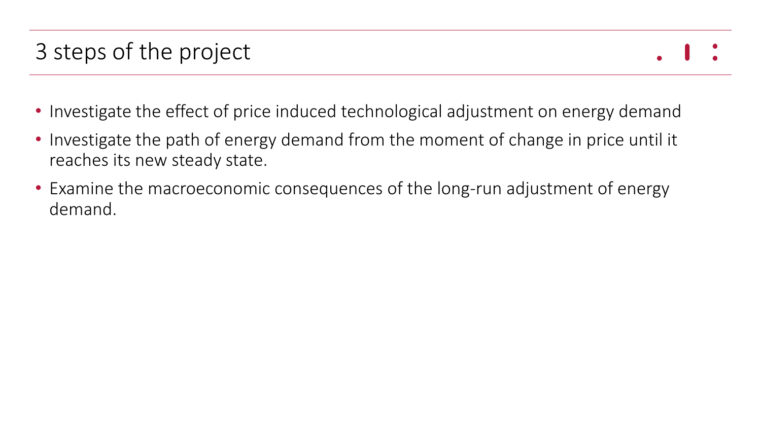# 3 steps of the project

- Investigate the effect of price induced technological adjustment on energy demand
- Investigate the path of energy demand from the moment of change in price until it reaches its new steady state.
- Examine the macroeconomic consequences of the long-run adjustment of energy demand.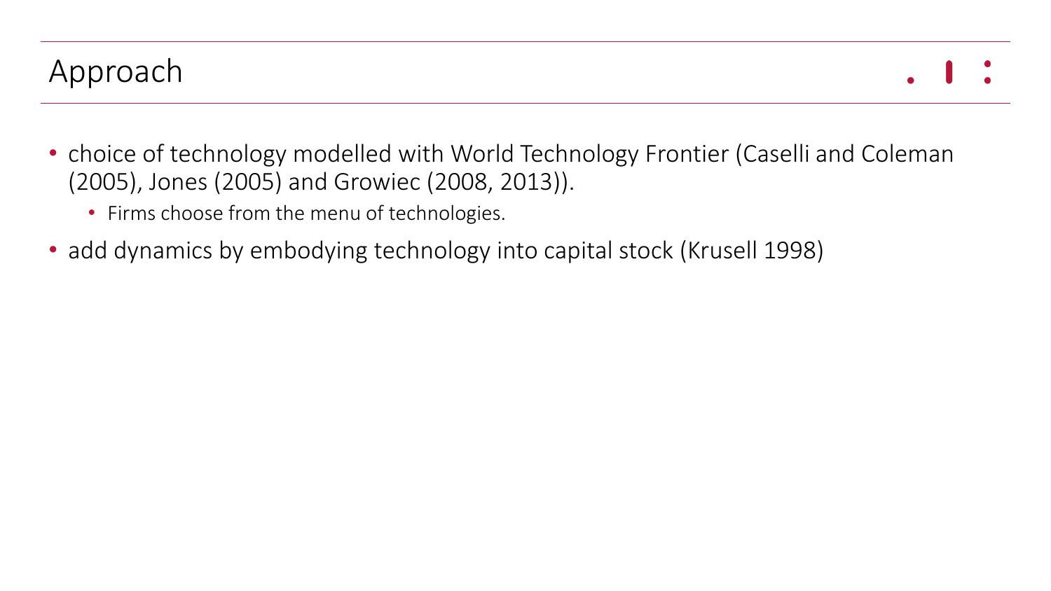# Approach

- choice of technology modelled with World Technology Frontier (Caselli and Coleman (2005), Jones (2005) and Growiec (2008, 2013)).
  - Firms choose from the menu of technologies.
- add dynamics by embodying technology into capital stock (Krusell 1998)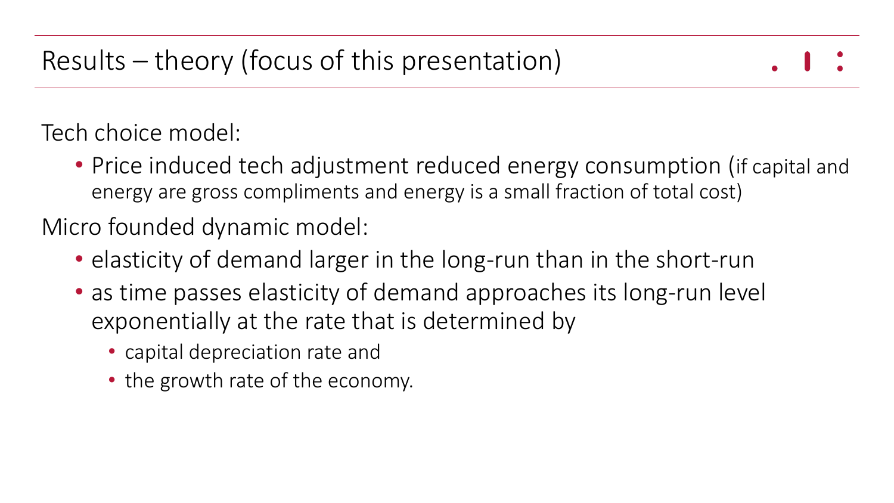# Results – theory (focus of this presentation)

Tech choice model:

- Price induced tech adjustment reduced energy consumption (if capital and energy are gross compliments and energy is a small fraction of total cost)

Micro founded dynamic model:

- elasticity of demand larger in the long-run than in the short-run
- as time passes elasticity of demand approaches its long-run level exponentially at the rate that is determined by
  - capital depreciation rate and
  - the growth rate of the economy.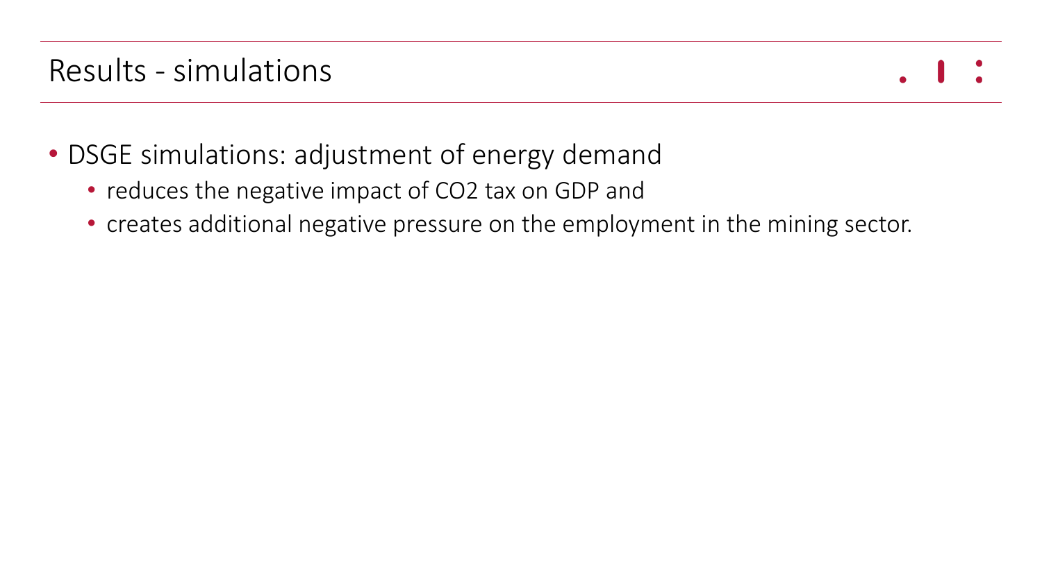# Results - simulations

- DSGE simulations: adjustment of energy demand
  - reduces the negative impact of $CO_2$ tax on GDP and
  - creates additional negative pressure on the employment in the mining sector.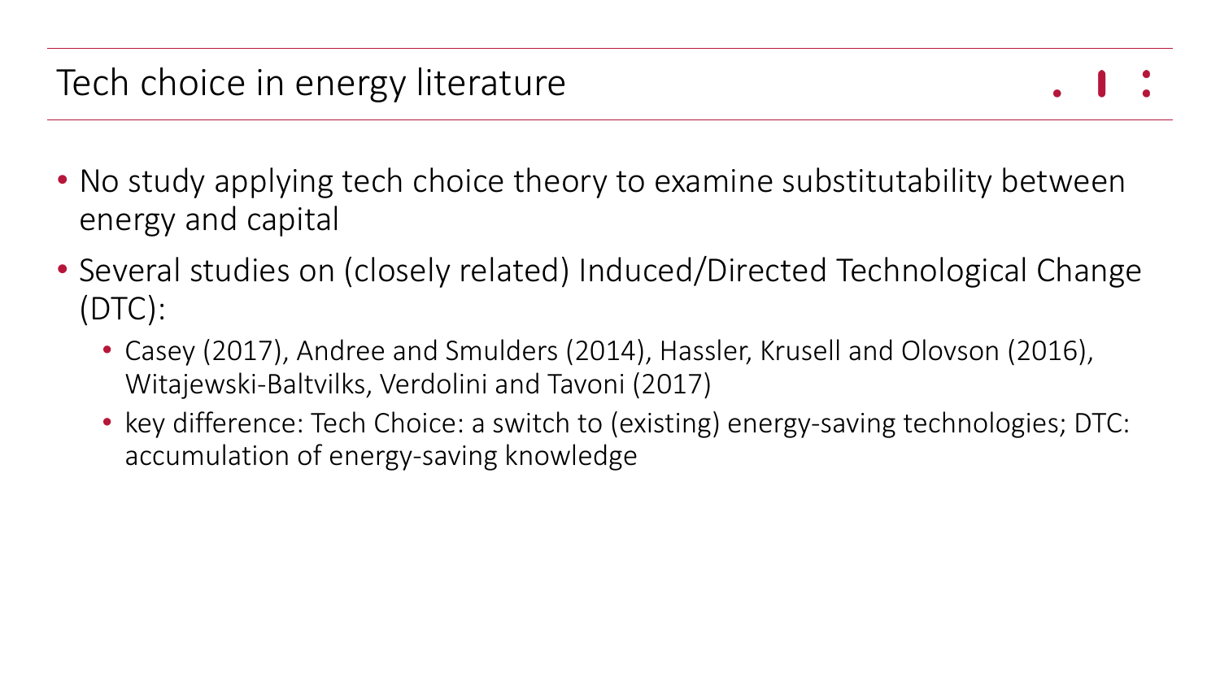## Tech choice in energy literature

- No study applying tech choice theory to examine substitutability between energy and capital
- Several studies on (closely related) Induced/Directed Technological Change (DTC):
  - Casey (2017), Andree and Smulders (2014), Hassler, Krusell and Olovson (2016), Witajewski-Baltvilks, Verdolini and Tavoni (2017)
  - key difference: Tech Choice: a switch to (existing) energy-saving technologies; DTC: accumulation of energy-saving knowledge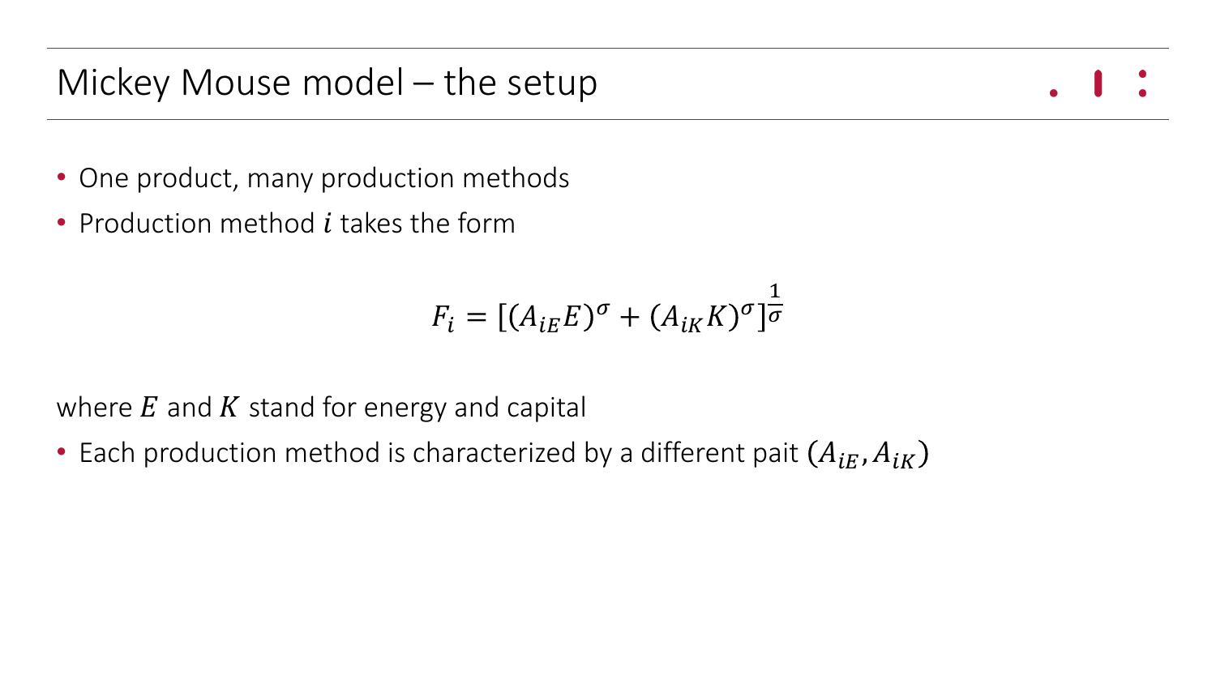# Mickey Mouse model – the setup

- One product, many production methods
- Production method $i$ takes the form

$$F_i = [(A_{iE}E)^{\sigma} + (A_{iK}K)^{\sigma}]^{\frac{1}{\sigma}}$$

where $E$ and $K$ stand for energy and capital

- Each production method is characterized by a different pait $(A_{iE}, A_{iK})$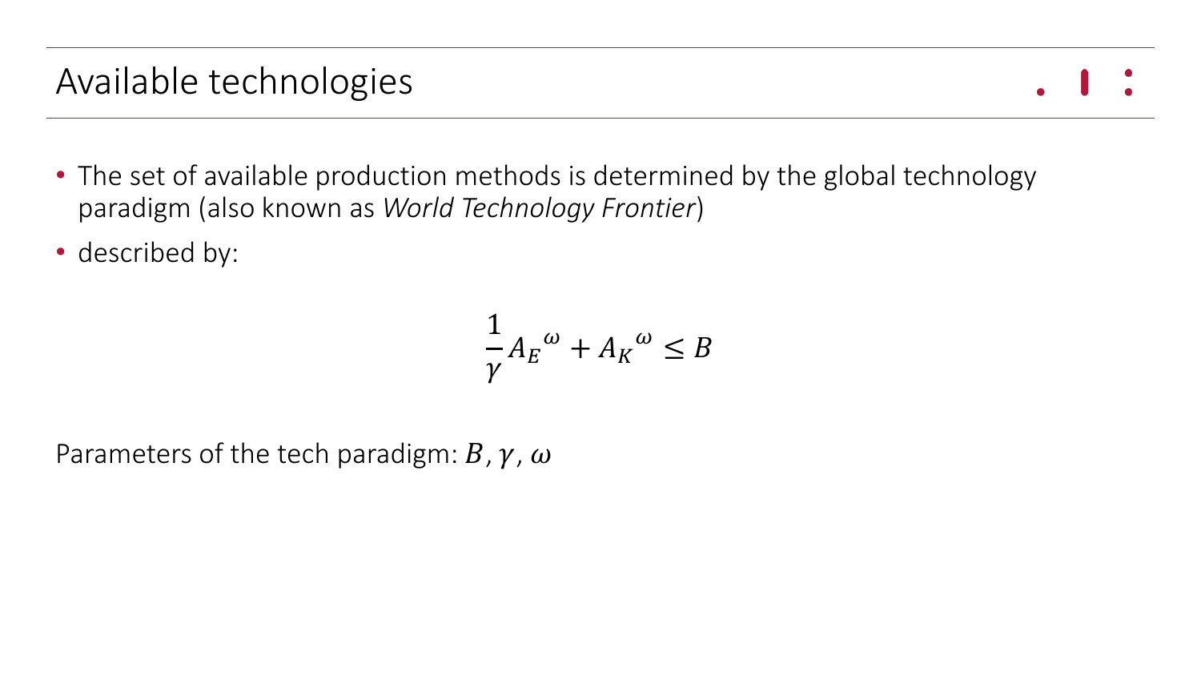# Available technologies

- The set of available production methods is determined by the global technology paradigm (also known as *World Technology Frontier*)
- described by:

$$\frac{1}{\gamma} {A_E}^{\omega} + {A_K}^{\omega} \leq B$$

Parameters of the tech paradigm: $B$, $\gamma$, $\omega$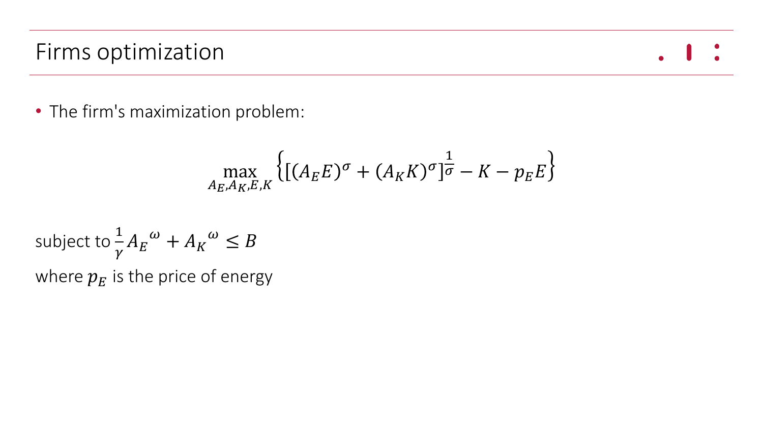# Firms optimization

- The firm's maximization problem:

$$\max_{A_E, A_K, E, K} \left\{ [(A_E E)^\sigma + (A_K K)^\sigma]^{\frac{1}{\sigma}} - K - p_E E \right\}$$

subject to $\frac{1}{\gamma} {A_E}^\omega + {A_K}^\omega \leq B$

where $p_E$ is the price of energy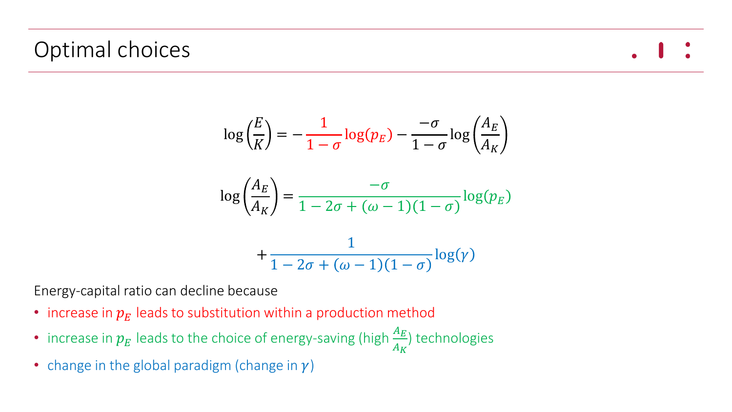# Optimal choices

$$\log\left(\frac{E}{K}\right) = -\frac{1}{1-\sigma}\log(p_E) - \frac{-\sigma}{1-\sigma}\log\left(\frac{A_E}{A_K}\right)$$

$$\log\left(\frac{A_E}{A_K}\right) = \frac{-\sigma}{1-2\sigma+(\omega-1)(1-\sigma)}\log(p_E)$$

$$+\frac{1}{1-2\sigma+(\omega-1)(1-\sigma)}\log(\gamma)$$

Energy-capital ratio can decline because

- increase in $p_E$ leads to substitution within a production method
- increase in $p_E$ leads to the choice of energy-saving (high $\frac{A_E}{A_K}$) technologies
- change in the global paradigm (change in $\gamma$)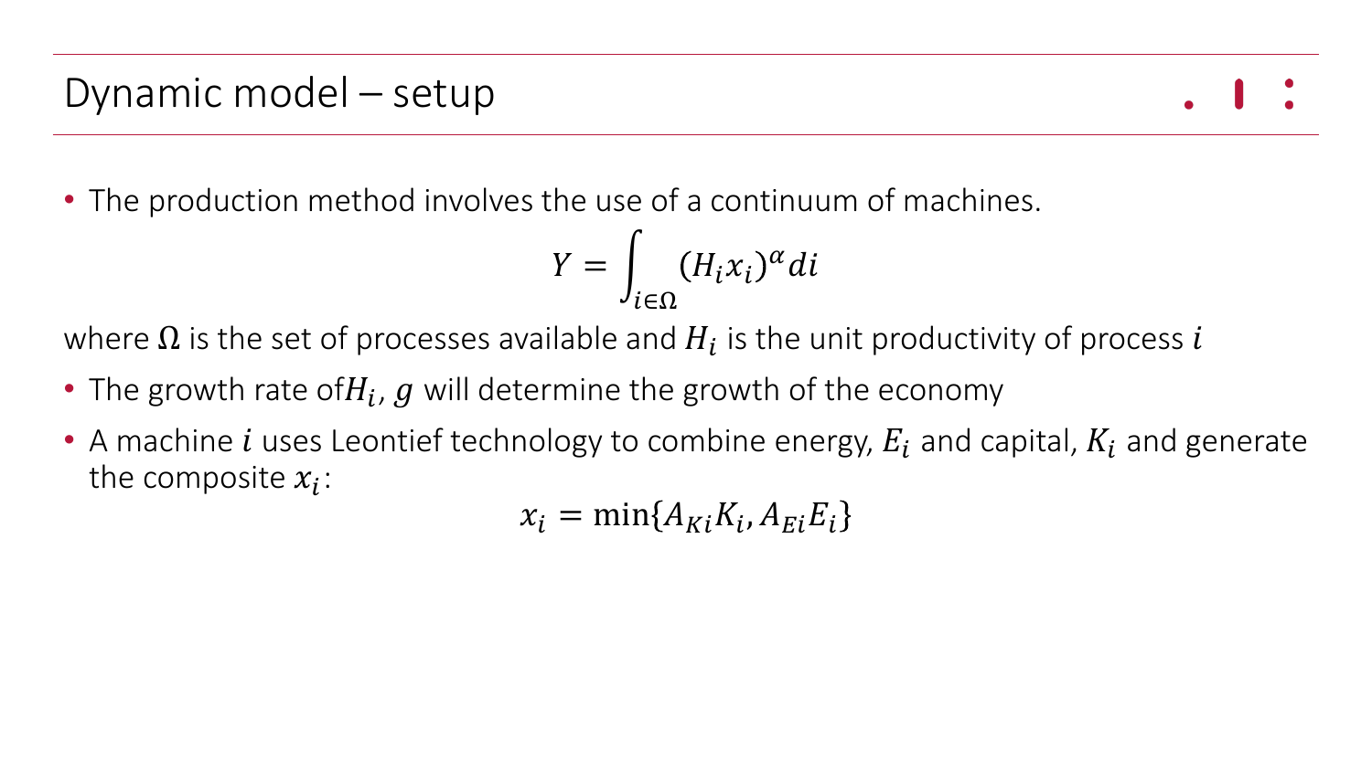# Dynamic model – setup

- The production method involves the use of a continuum of machines.

$$Y = \int_{i \in \Omega} (H_i x_i)^{\alpha} di$$

where $\Omega$ is the set of processes available and $H_i$ is the unit productivity of process $i$

- The growth rate of $H_i$, $g$ will determine the growth of the economy
- A machine $i$ uses Leontief technology to combine energy, $E_i$ and capital, $K_i$ and generate the composite $x_i$:

$$x_i = \min\{A_{Ki} K_i, A_{Ei} E_i\}$$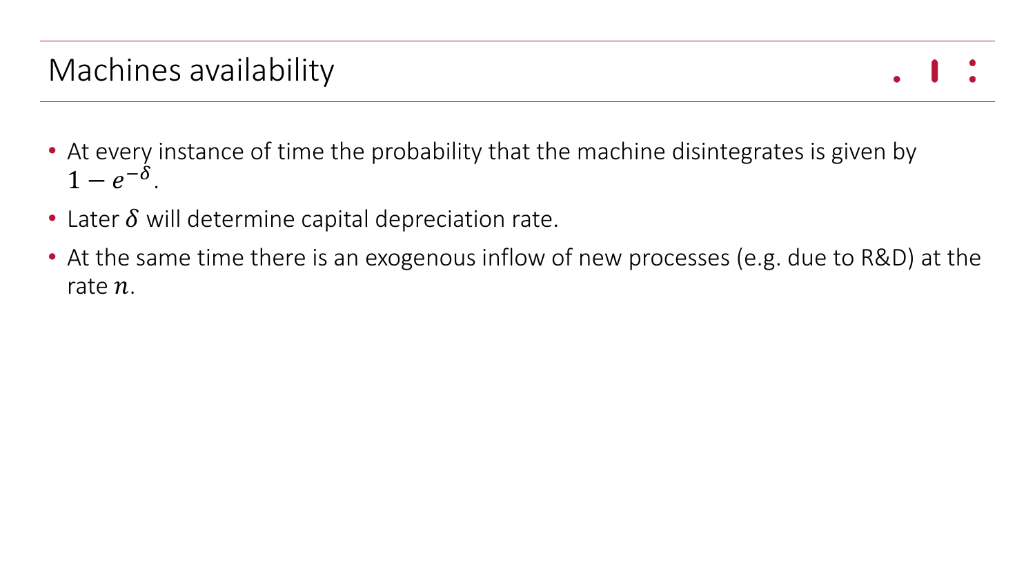# Machines availability

- At every instance of time the probability that the machine disintegrates is given by $1 - e^{-\delta}$.
- Later $\delta$ will determine capital depreciation rate.
- At the same time there is an exogenous inflow of new processes (e.g. due to R&D) at the rate $n$.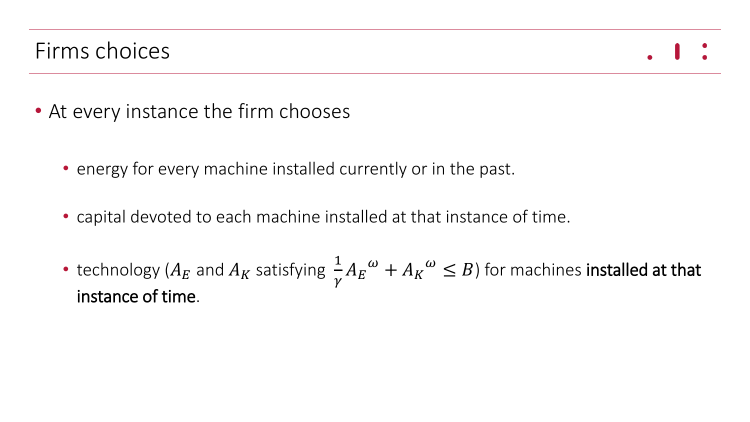# Firms choices

- At every instance the firm chooses
  - energy for every machine installed currently or in the past.
  - capital devoted to each machine installed at that instance of time.
  - technology ($A_E$ and $A_K$ satisfying $\frac{1}{\gamma}{A_E}^{\omega} + {A_K}^{\omega} \leq B$) for machines **installed at that instance of time**.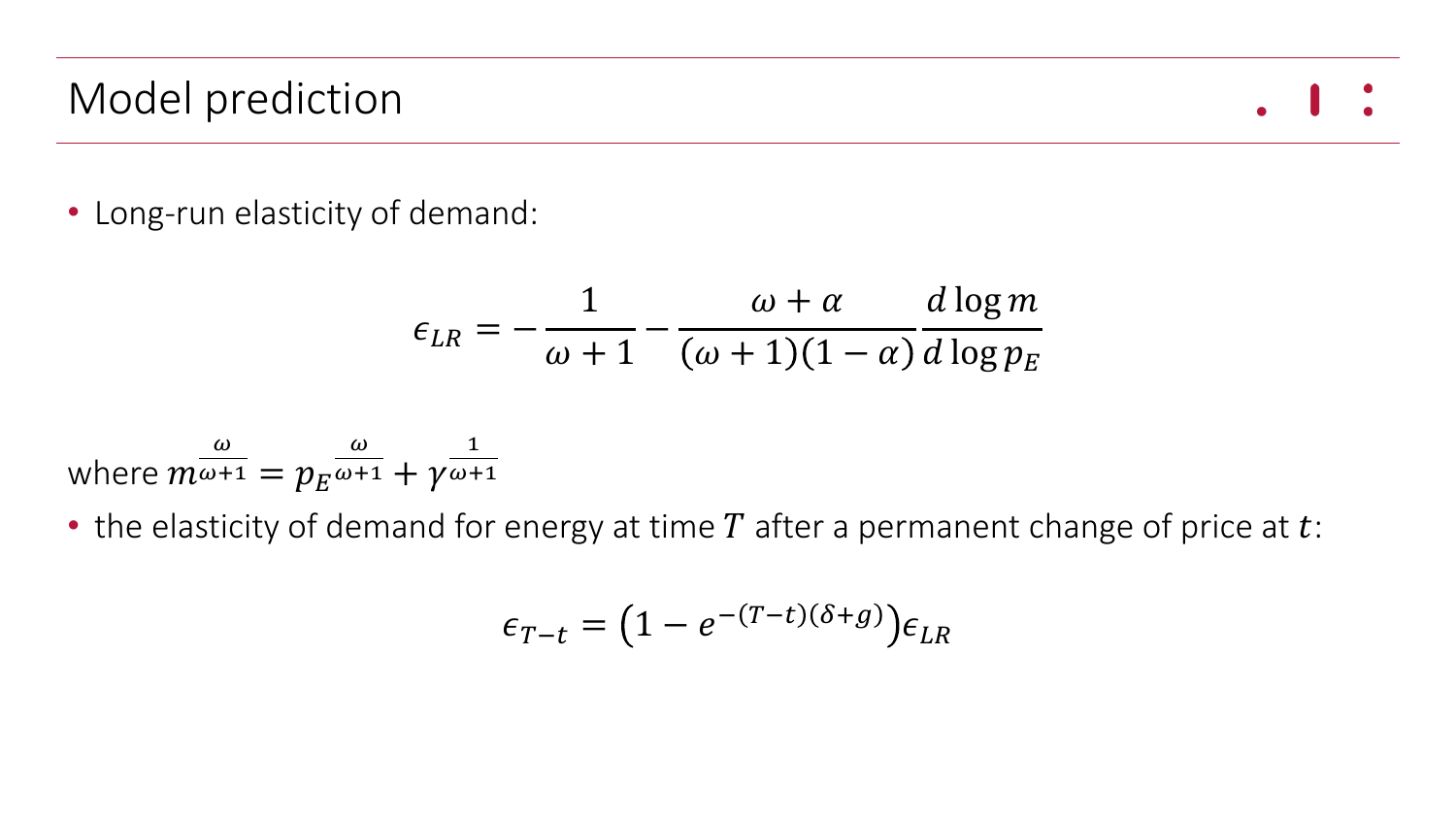# Model prediction

- Long-run elasticity of demand:

$$\epsilon_{LR} = -\frac{1}{\omega+1} - \frac{\omega+\alpha}{(\omega+1)(1-\alpha)} \frac{d\log m}{d\log p_E}$$

where $m^{\frac{\omega}{\omega+1}} = p_E^{\frac{\omega}{\omega+1}} + \gamma^{\frac{1}{\omega+1}}$

- the elasticity of demand for energy at time $T$ after a permanent change of price at $t$:

$$\epsilon_{T-t} = \left(1 - e^{-(T-t)(\delta+g)}\right)\epsilon_{LR}$$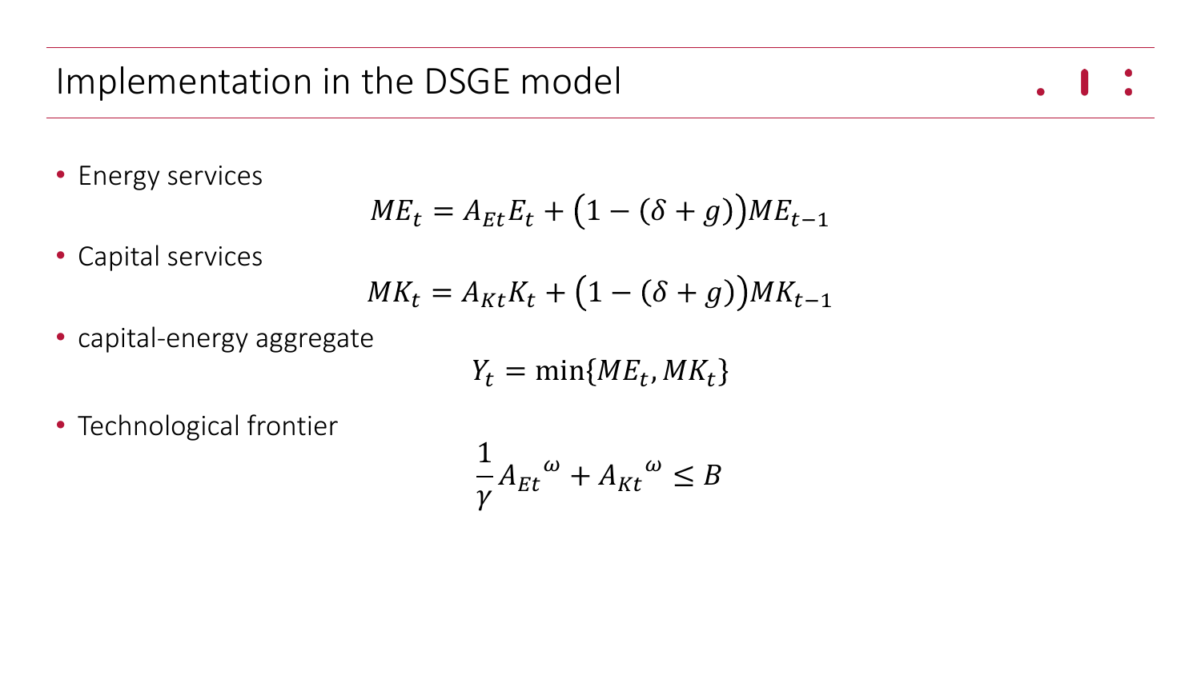# Implementation in the DSGE model

- Energy services

$$ME_t = A_{Et}E_t + \big(1 - (\delta + g)\big)ME_{t-1}$$

- Capital services

$$MK_t = A_{Kt}K_t + \big(1 - (\delta + g)\big)MK_{t-1}$$

- capital-energy aggregate

$$Y_t = \min\{ME_t, MK_t\}$$

- Technological frontier

$$\frac{1}{\gamma}{A_{Et}}^{\omega} + {A_{Kt}}^{\omega} \leq B$$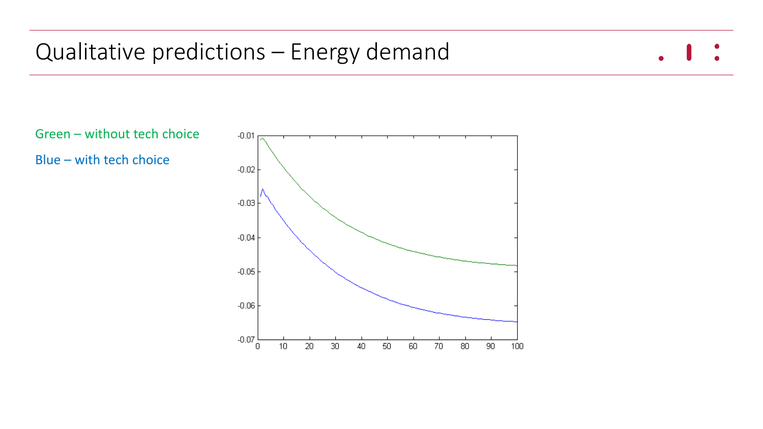# Qualitative predictions – Energy demand

Green – without tech choice

Blue – with tech choice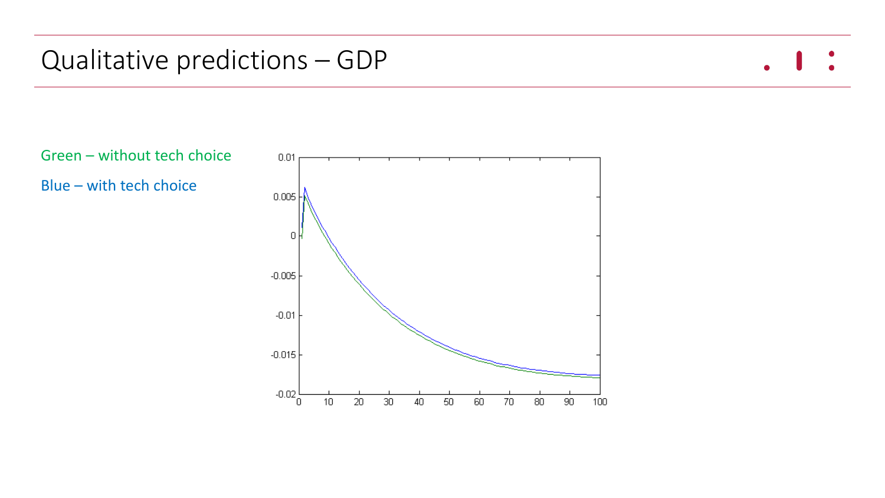# Qualitative predictions – GDP

Green – without tech choice

Blue – with tech choice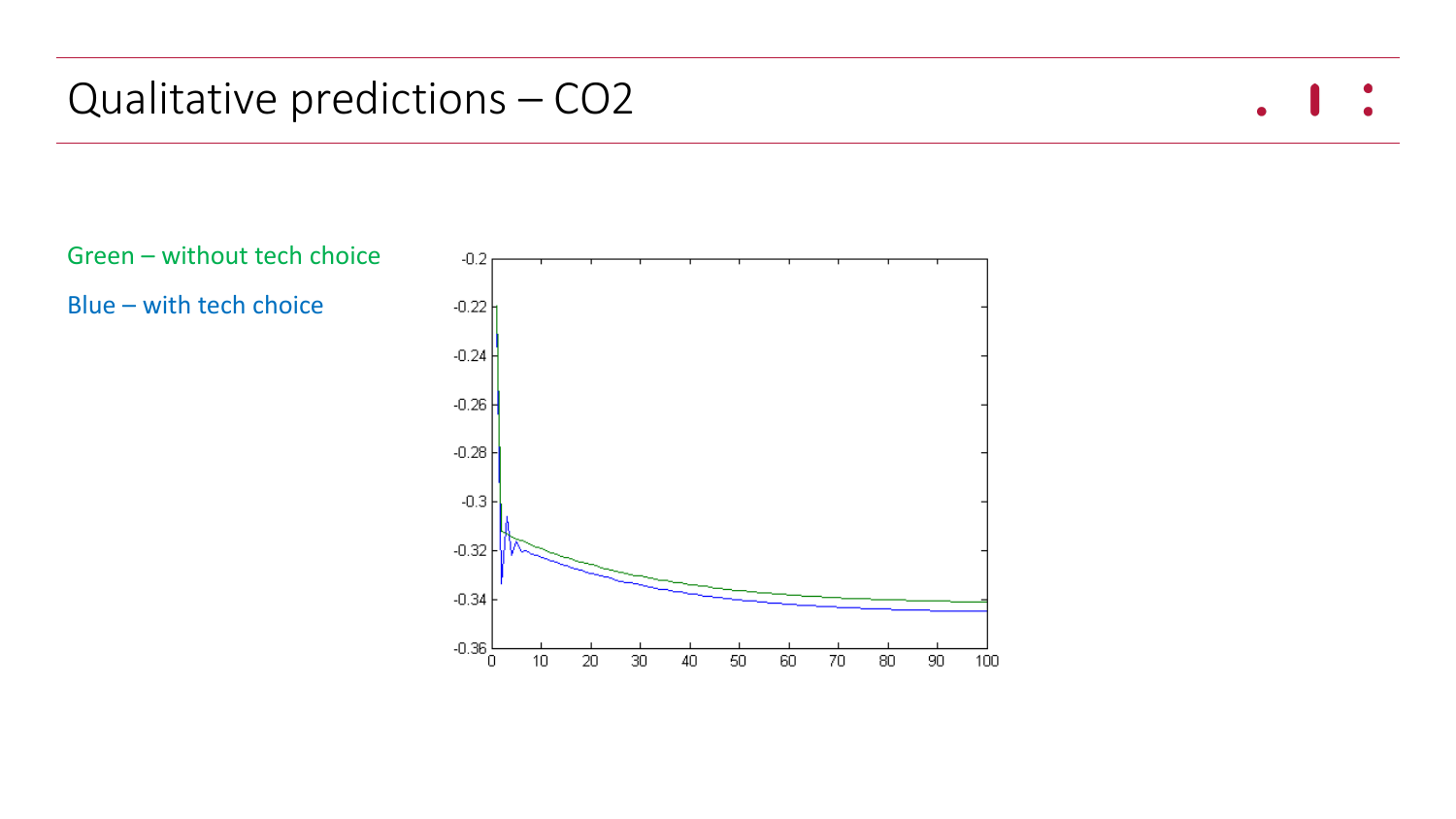# Qualitative predictions – $CO_2$

Green – without tech choice

Blue – with tech choice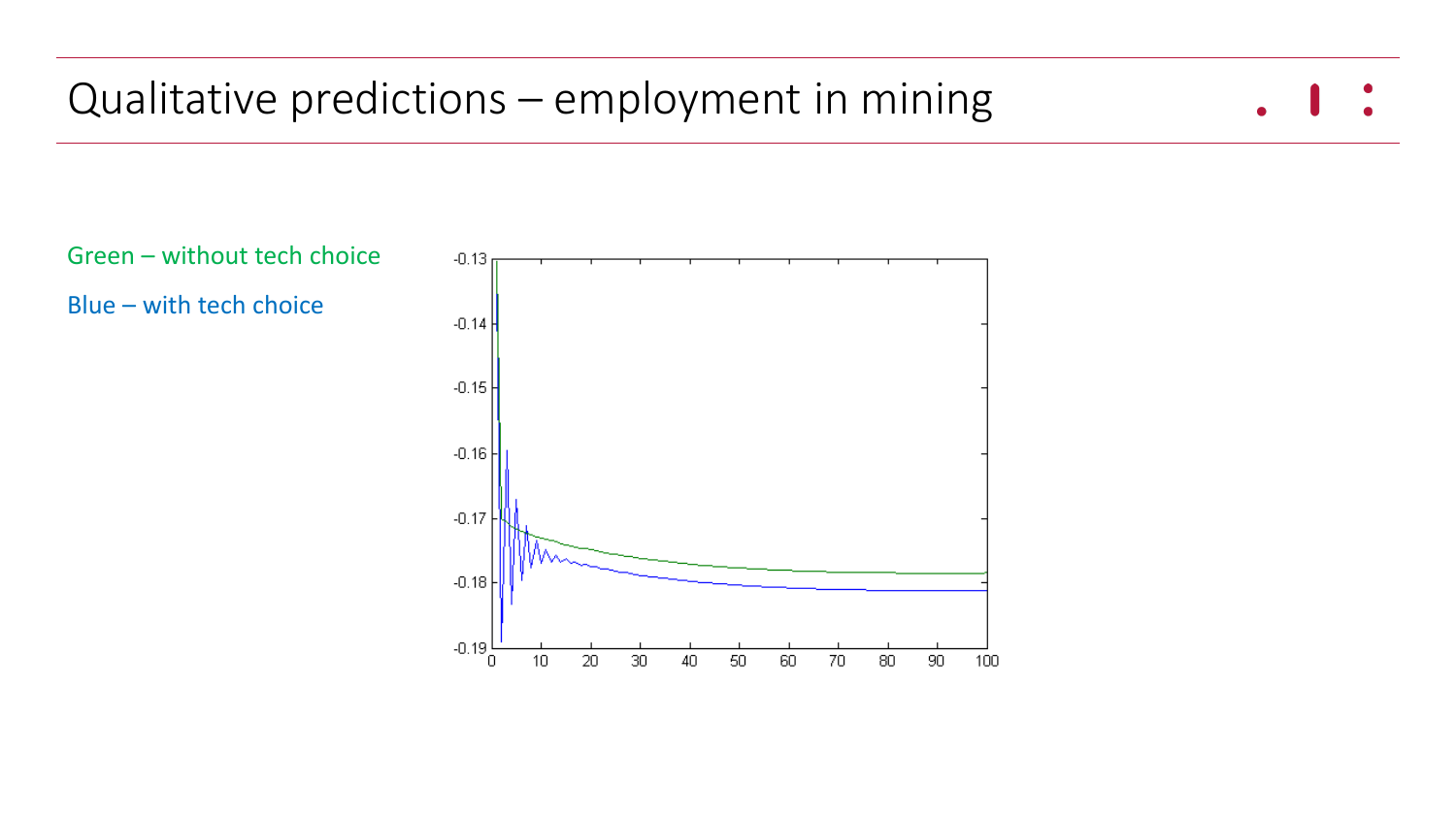# Qualitative predictions – employment in mining

Green – without tech choice

Blue – with tech choice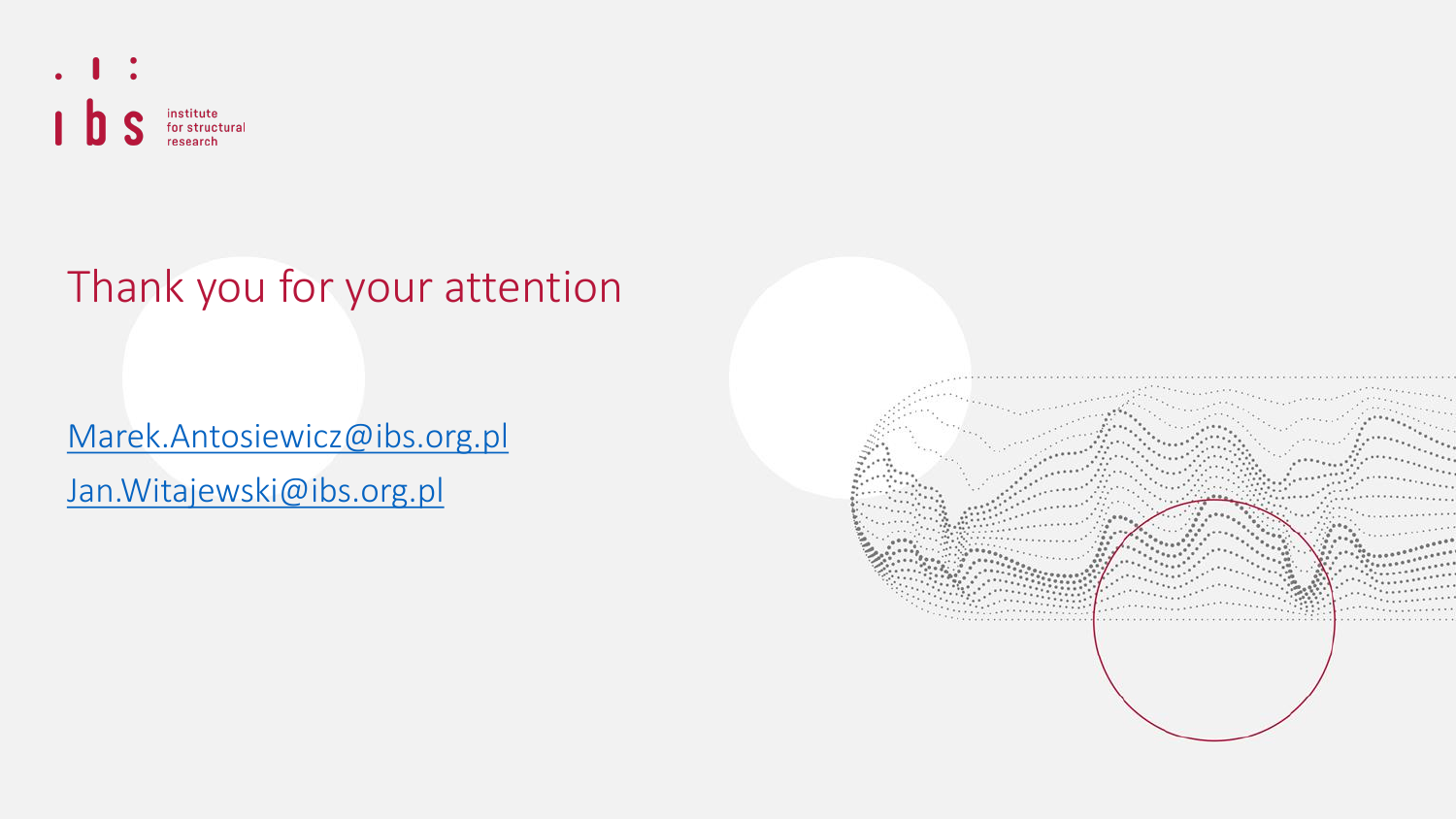# Thank you for your attention

Marek.Antosiewicz@ibs.org.pl

Jan.Witajewski@ibs.org.pl